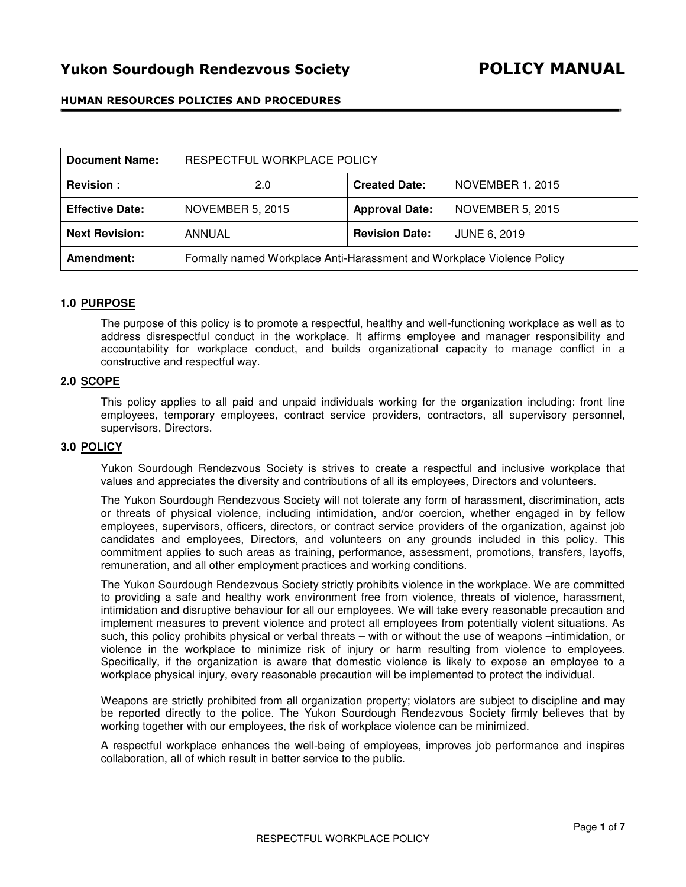# Yukon Sourdough Rendezvous Society — POLICY MANUAL

**HUMAN RESOURCES POLICIES AND PROCEDURES**

| **Document Name:** | RESPECTFUL WORKPLACE POLICY | | |
|---|---|---|---|
| **Revision :** | 2.0 | **Created Date:** | NOVEMBER 1, 2015 |
| **Effective Date:** | NOVEMBER 5, 2015 | **Approval Date:** | NOVEMBER 5, 2015 |
| **Next Revision:** | ANNUAL | **Revision Date:** | JUNE 6, 2019 |
| **Amendment:** | Formally named Workplace Anti-Harassment and Workplace Violence Policy | | |

## 1.0 PURPOSE

The purpose of this policy is to promote a respectful, healthy and well-functioning workplace as well as to address disrespectful conduct in the workplace. It affirms employee and manager responsibility and accountability for workplace conduct, and builds organizational capacity to manage conflict in a constructive and respectful way.

## 2.0 SCOPE

This policy applies to all paid and unpaid individuals working for the organization including: front line employees, temporary employees, contract service providers, contractors, all supervisory personnel, supervisors, Directors.

## 3.0 POLICY

Yukon Sourdough Rendezvous Society is strives to create a respectful and inclusive workplace that values and appreciates the diversity and contributions of all its employees, Directors and volunteers.

The Yukon Sourdough Rendezvous Society will not tolerate any form of harassment, discrimination, acts or threats of physical violence, including intimidation, and/or coercion, whether engaged in by fellow employees, supervisors, officers, directors, or contract service providers of the organization, against job candidates and employees, Directors, and volunteers on any grounds included in this policy. This commitment applies to such areas as training, performance, assessment, promotions, transfers, layoffs, remuneration, and all other employment practices and working conditions.

The Yukon Sourdough Rendezvous Society strictly prohibits violence in the workplace. We are committed to providing a safe and healthy work environment free from violence, threats of violence, harassment, intimidation and disruptive behaviour for all our employees. We will take every reasonable precaution and implement measures to prevent violence and protect all employees from potentially violent situations. As such, this policy prohibits physical or verbal threats – with or without the use of weapons –intimidation, or violence in the workplace to minimize risk of injury or harm resulting from violence to employees. Specifically, if the organization is aware that domestic violence is likely to expose an employee to a workplace physical injury, every reasonable precaution will be implemented to protect the individual.

Weapons are strictly prohibited from all organization property; violators are subject to discipline and may be reported directly to the police. The Yukon Sourdough Rendezvous Society firmly believes that by working together with our employees, the risk of workplace violence can be minimized.

A respectful workplace enhances the well-being of employees, improves job performance and inspires collaboration, all of which result in better service to the public.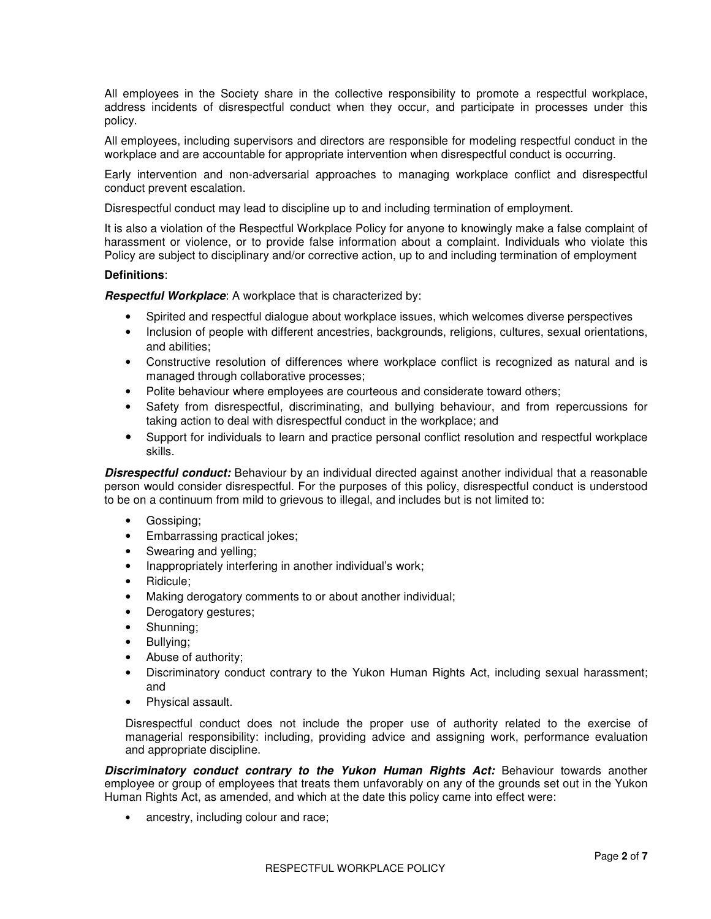All employees in the Society share in the collective responsibility to promote a respectful workplace, address incidents of disrespectful conduct when they occur, and participate in processes under this policy.

All employees, including supervisors and directors are responsible for modeling respectful conduct in the workplace and are accountable for appropriate intervention when disrespectful conduct is occurring.

Early intervention and non-adversarial approaches to managing workplace conflict and disrespectful conduct prevent escalation.

Disrespectful conduct may lead to discipline up to and including termination of employment.

It is also a violation of the Respectful Workplace Policy for anyone to knowingly make a false complaint of harassment or violence, or to provide false information about a complaint. Individuals who violate this Policy are subject to disciplinary and/or corrective action, up to and including termination of employment

**Definitions**:

***Respectful Workplace***: A workplace that is characterized by:

- Spirited and respectful dialogue about workplace issues, which welcomes diverse perspectives
- Inclusion of people with different ancestries, backgrounds, religions, cultures, sexual orientations, and abilities;
- Constructive resolution of differences where workplace conflict is recognized as natural and is managed through collaborative processes;
- Polite behaviour where employees are courteous and considerate toward others;
- Safety from disrespectful, discriminating, and bullying behaviour, and from repercussions for taking action to deal with disrespectful conduct in the workplace; and
- Support for individuals to learn and practice personal conflict resolution and respectful workplace skills.

***Disrespectful conduct:*** Behaviour by an individual directed against another individual that a reasonable person would consider disrespectful. For the purposes of this policy, disrespectful conduct is understood to be on a continuum from mild to grievous to illegal, and includes but is not limited to:

- Gossiping;
- Embarrassing practical jokes;
- Swearing and yelling;
- Inappropriately interfering in another individual's work;
- Ridicule;
- Making derogatory comments to or about another individual;
- Derogatory gestures;
- Shunning;
- Bullying;
- Abuse of authority;
- Discriminatory conduct contrary to the Yukon Human Rights Act, including sexual harassment; and
- Physical assault.

Disrespectful conduct does not include the proper use of authority related to the exercise of managerial responsibility: including, providing advice and assigning work, performance evaluation and appropriate discipline.

***Discriminatory conduct contrary to the Yukon Human Rights Act:*** Behaviour towards another employee or group of employees that treats them unfavorably on any of the grounds set out in the Yukon Human Rights Act, as amended, and which at the date this policy came into effect were:

- ancestry, including colour and race;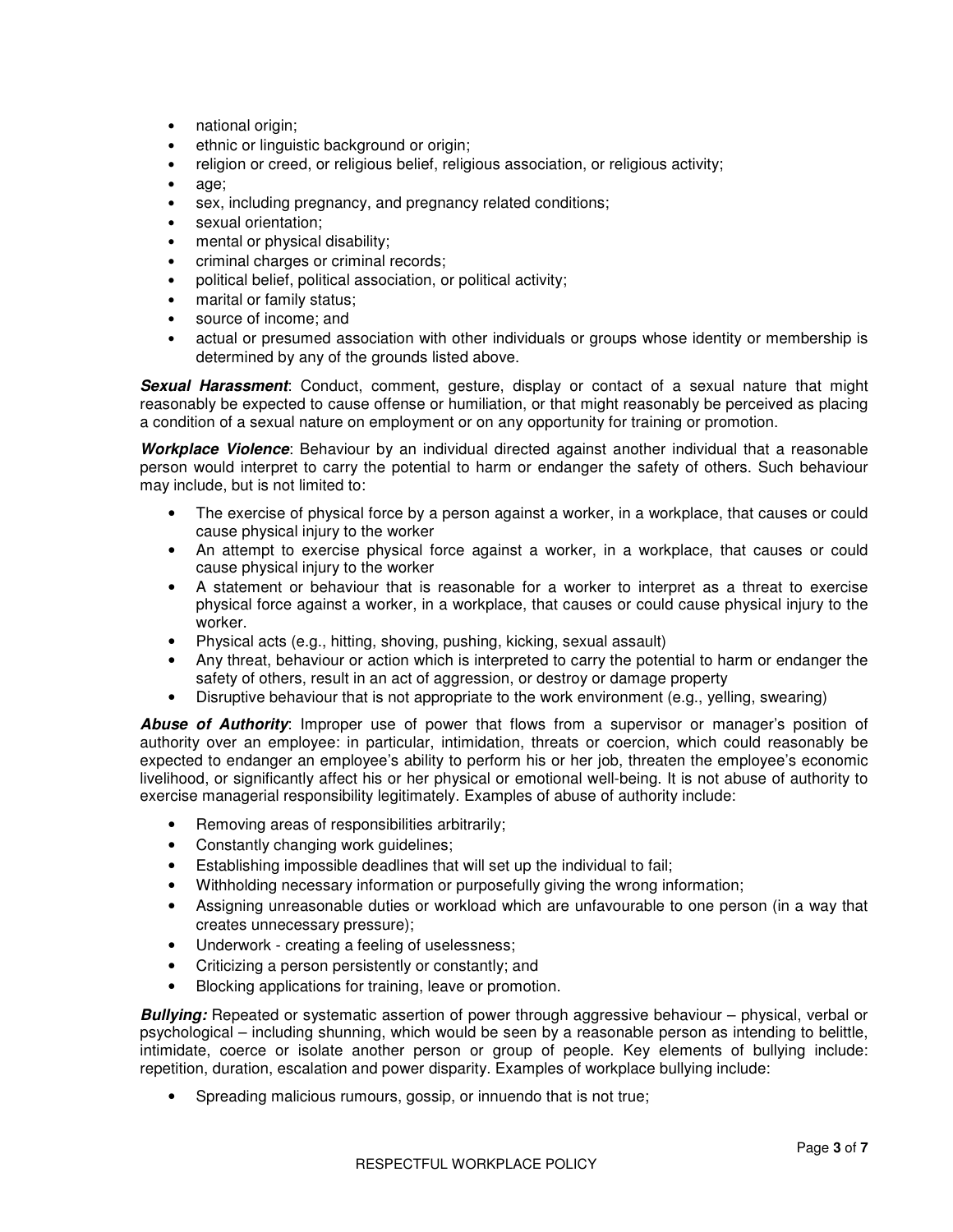- national origin;
- ethnic or linguistic background or origin;
- religion or creed, or religious belief, religious association, or religious activity;
- age;
- sex, including pregnancy, and pregnancy related conditions;
- sexual orientation;
- mental or physical disability;
- criminal charges or criminal records;
- political belief, political association, or political activity;
- marital or family status;
- source of income; and
- actual or presumed association with other individuals or groups whose identity or membership is determined by any of the grounds listed above.

***Sexual Harassment***: Conduct, comment, gesture, display or contact of a sexual nature that might reasonably be expected to cause offense or humiliation, or that might reasonably be perceived as placing a condition of a sexual nature on employment or on any opportunity for training or promotion.

***Workplace Violence***: Behaviour by an individual directed against another individual that a reasonable person would interpret to carry the potential to harm or endanger the safety of others. Such behaviour may include, but is not limited to:

- The exercise of physical force by a person against a worker, in a workplace, that causes or could cause physical injury to the worker
- An attempt to exercise physical force against a worker, in a workplace, that causes or could cause physical injury to the worker
- A statement or behaviour that is reasonable for a worker to interpret as a threat to exercise physical force against a worker, in a workplace, that causes or could cause physical injury to the worker.
- Physical acts (e.g., hitting, shoving, pushing, kicking, sexual assault)
- Any threat, behaviour or action which is interpreted to carry the potential to harm or endanger the safety of others, result in an act of aggression, or destroy or damage property
- Disruptive behaviour that is not appropriate to the work environment (e.g., yelling, swearing)

***Abuse of Authority***: Improper use of power that flows from a supervisor or manager's position of authority over an employee: in particular, intimidation, threats or coercion, which could reasonably be expected to endanger an employee's ability to perform his or her job, threaten the employee's economic livelihood, or significantly affect his or her physical or emotional well-being. It is not abuse of authority to exercise managerial responsibility legitimately. Examples of abuse of authority include:

- Removing areas of responsibilities arbitrarily;
- Constantly changing work guidelines;
- Establishing impossible deadlines that will set up the individual to fail;
- Withholding necessary information or purposefully giving the wrong information;
- Assigning unreasonable duties or workload which are unfavourable to one person (in a way that creates unnecessary pressure);
- Underwork - creating a feeling of uselessness;
- Criticizing a person persistently or constantly; and
- Blocking applications for training, leave or promotion.

***Bullying:*** Repeated or systematic assertion of power through aggressive behaviour – physical, verbal or psychological – including shunning, which would be seen by a reasonable person as intending to belittle, intimidate, coerce or isolate another person or group of people. Key elements of bullying include: repetition, duration, escalation and power disparity. Examples of workplace bullying include:

- Spreading malicious rumours, gossip, or innuendo that is not true;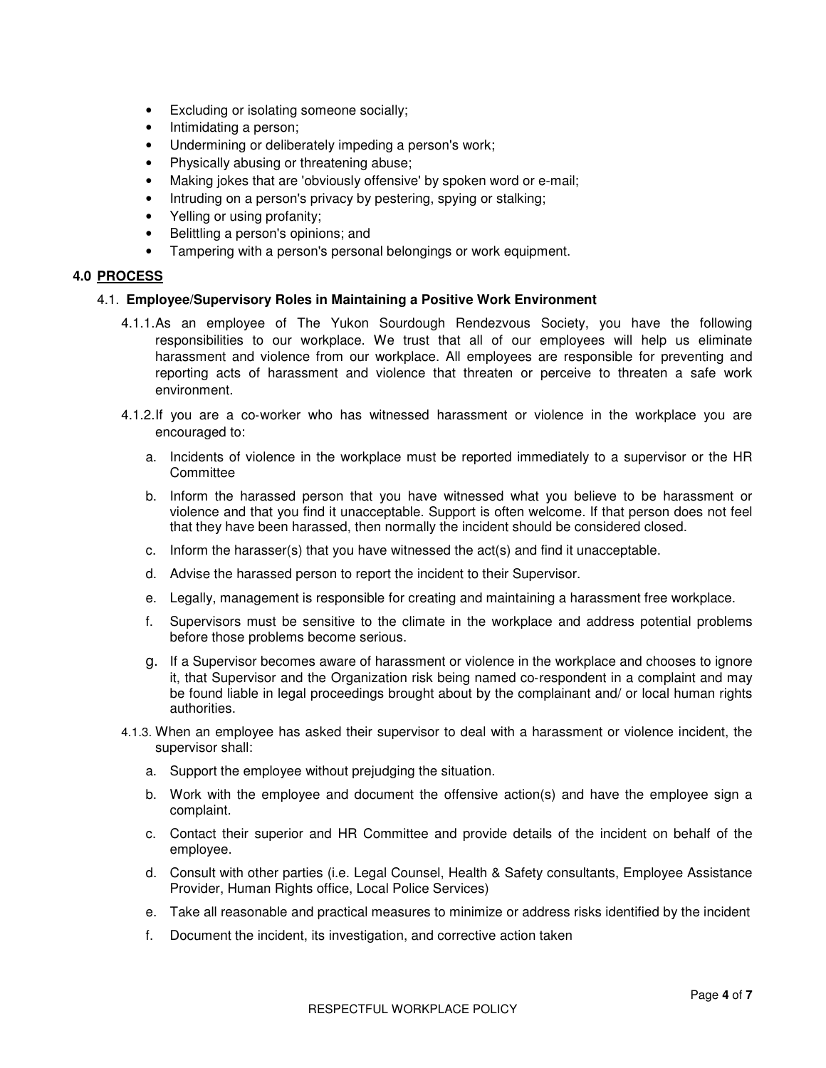- Excluding or isolating someone socially;
- Intimidating a person;
- Undermining or deliberately impeding a person's work;
- Physically abusing or threatening abuse;
- Making jokes that are 'obviously offensive' by spoken word or e-mail;
- Intruding on a person's privacy by pestering, spying or stalking;
- Yelling or using profanity;
- Belittling a person's opinions; and
- Tampering with a person's personal belongings or work equipment.

## 4.0 PROCESS

### 4.1. Employee/Supervisory Roles in Maintaining a Positive Work Environment

4.1.1. As an employee of The Yukon Sourdough Rendezvous Society, you have the following responsibilities to our workplace. We trust that all of our employees will help us eliminate harassment and violence from our workplace. All employees are responsible for preventing and reporting acts of harassment and violence that threaten or perceive to threaten a safe work environment.

4.1.2. If you are a co-worker who has witnessed harassment or violence in the workplace you are encouraged to:

a. Incidents of violence in the workplace must be reported immediately to a supervisor or the HR Committee

b. Inform the harassed person that you have witnessed what you believe to be harassment or violence and that you find it unacceptable. Support is often welcome. If that person does not feel that they have been harassed, then normally the incident should be considered closed.

c. Inform the harasser(s) that you have witnessed the act(s) and find it unacceptable.

d. Advise the harassed person to report the incident to their Supervisor.

e. Legally, management is responsible for creating and maintaining a harassment free workplace.

f. Supervisors must be sensitive to the climate in the workplace and address potential problems before those problems become serious.

g. If a Supervisor becomes aware of harassment or violence in the workplace and chooses to ignore it, that Supervisor and the Organization risk being named co-respondent in a complaint and may be found liable in legal proceedings brought about by the complainant and/ or local human rights authorities.

4.1.3. When an employee has asked their supervisor to deal with a harassment or violence incident, the supervisor shall:

a. Support the employee without prejudging the situation.

b. Work with the employee and document the offensive action(s) and have the employee sign a complaint.

c. Contact their superior and HR Committee and provide details of the incident on behalf of the employee.

d. Consult with other parties (i.e. Legal Counsel, Health & Safety consultants, Employee Assistance Provider, Human Rights office, Local Police Services)

e. Take all reasonable and practical measures to minimize or address risks identified by the incident

f. Document the incident, its investigation, and corrective action taken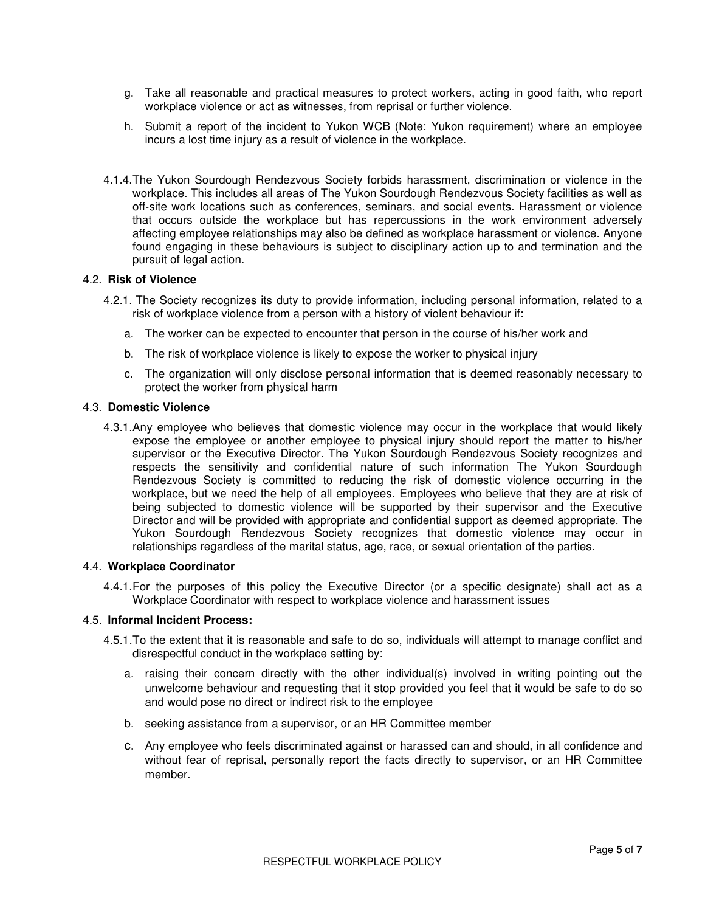g. Take all reasonable and practical measures to protect workers, acting in good faith, who report workplace violence or act as witnesses, from reprisal or further violence.

h. Submit a report of the incident to Yukon WCB (Note: Yukon requirement) where an employee incurs a lost time injury as a result of violence in the workplace.

4.1.4. The Yukon Sourdough Rendezvous Society forbids harassment, discrimination or violence in the workplace. This includes all areas of The Yukon Sourdough Rendezvous Society facilities as well as off-site work locations such as conferences, seminars, and social events. Harassment or violence that occurs outside the workplace but has repercussions in the work environment adversely affecting employee relationships may also be defined as workplace harassment or violence. Anyone found engaging in these behaviours is subject to disciplinary action up to and termination and the pursuit of legal action.

### 4.2. **Risk of Violence**

4.2.1. The Society recognizes its duty to provide information, including personal information, related to a risk of workplace violence from a person with a history of violent behaviour if:

a. The worker can be expected to encounter that person in the course of his/her work and

b. The risk of workplace violence is likely to expose the worker to physical injury

c. The organization will only disclose personal information that is deemed reasonably necessary to protect the worker from physical harm

### 4.3. **Domestic Violence**

4.3.1. Any employee who believes that domestic violence may occur in the workplace that would likely expose the employee or another employee to physical injury should report the matter to his/her supervisor or the Executive Director. The Yukon Sourdough Rendezvous Society recognizes and respects the sensitivity and confidential nature of such information The Yukon Sourdough Rendezvous Society is committed to reducing the risk of domestic violence occurring in the workplace, but we need the help of all employees. Employees who believe that they are at risk of being subjected to domestic violence will be supported by their supervisor and the Executive Director and will be provided with appropriate and confidential support as deemed appropriate. The Yukon Sourdough Rendezvous Society recognizes that domestic violence may occur in relationships regardless of the marital status, age, race, or sexual orientation of the parties.

### 4.4. **Workplace Coordinator**

4.4.1. For the purposes of this policy the Executive Director (or a specific designate) shall act as a Workplace Coordinator with respect to workplace violence and harassment issues

### 4.5. **Informal Incident Process:**

4.5.1. To the extent that it is reasonable and safe to do so, individuals will attempt to manage conflict and disrespectful conduct in the workplace setting by:

a. raising their concern directly with the other individual(s) involved in writing pointing out the unwelcome behaviour and requesting that it stop provided you feel that it would be safe to do so and would pose no direct or indirect risk to the employee

b. seeking assistance from a supervisor, or an HR Committee member

c. Any employee who feels discriminated against or harassed can and should, in all confidence and without fear of reprisal, personally report the facts directly to supervisor, or an HR Committee member.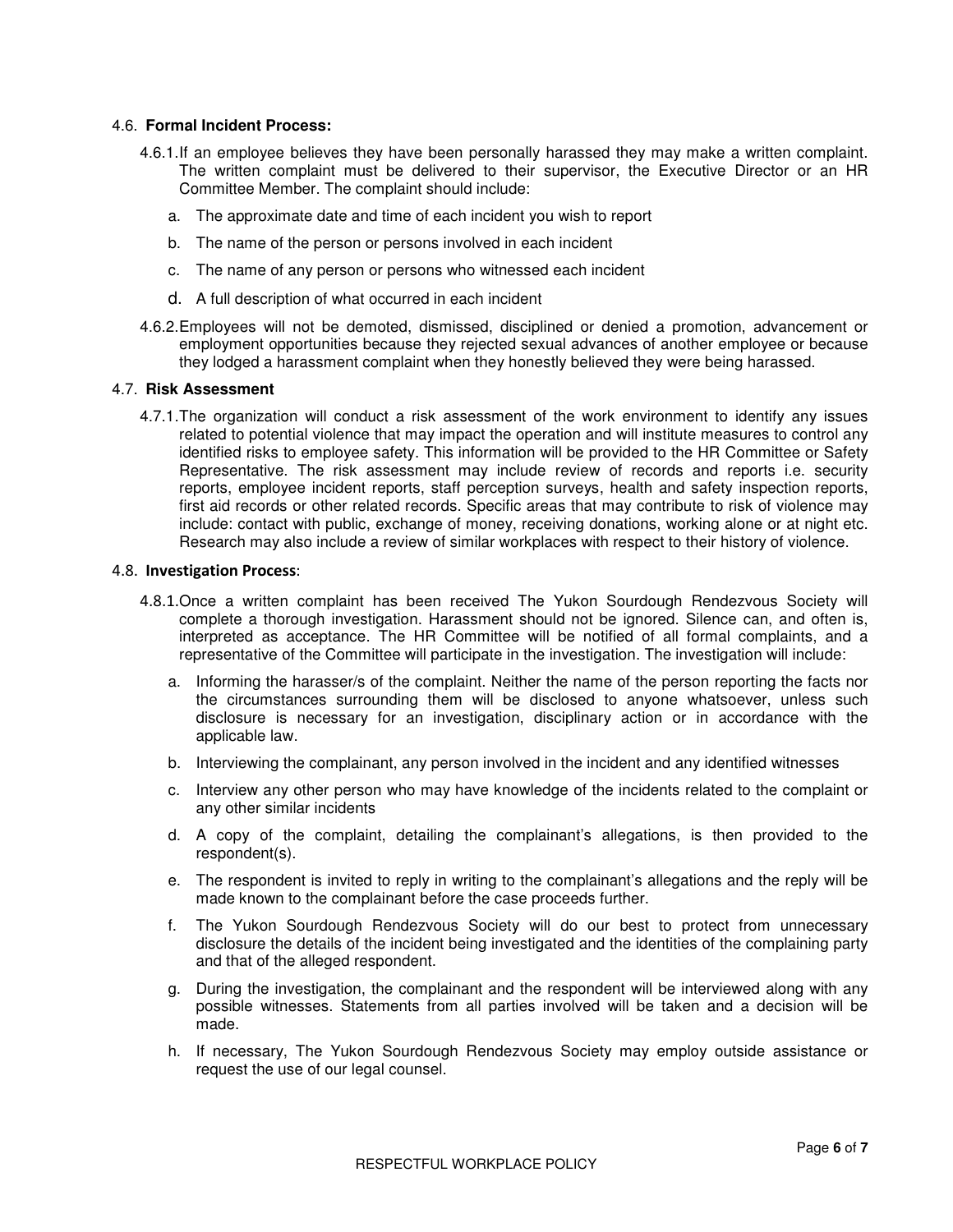### 4.6. **Formal Incident Process:**

4.6.1. If an employee believes they have been personally harassed they may make a written complaint. The written complaint must be delivered to their supervisor, the Executive Director or an HR Committee Member. The complaint should include:

a. The approximate date and time of each incident you wish to report

b. The name of the person or persons involved in each incident

c. The name of any person or persons who witnessed each incident

d. A full description of what occurred in each incident

4.6.2. Employees will not be demoted, dismissed, disciplined or denied a promotion, advancement or employment opportunities because they rejected sexual advances of another employee or because they lodged a harassment complaint when they honestly believed they were being harassed.

### 4.7. **Risk Assessment**

4.7.1. The organization will conduct a risk assessment of the work environment to identify any issues related to potential violence that may impact the operation and will institute measures to control any identified risks to employee safety. This information will be provided to the HR Committee or Safety Representative. The risk assessment may include review of records and reports i.e. security reports, employee incident reports, staff perception surveys, health and safety inspection reports, first aid records or other related records. Specific areas that may contribute to risk of violence may include: contact with public, exchange of money, receiving donations, working alone or at night etc. Research may also include a review of similar workplaces with respect to their history of violence.

### 4.8. **Investigation Process**:

4.8.1. Once a written complaint has been received The Yukon Sourdough Rendezvous Society will complete a thorough investigation. Harassment should not be ignored. Silence can, and often is, interpreted as acceptance. The HR Committee will be notified of all formal complaints, and a representative of the Committee will participate in the investigation. The investigation will include:

a. Informing the harasser/s of the complaint. Neither the name of the person reporting the facts nor the circumstances surrounding them will be disclosed to anyone whatsoever, unless such disclosure is necessary for an investigation, disciplinary action or in accordance with the applicable law.

b. Interviewing the complainant, any person involved in the incident and any identified witnesses

c. Interview any other person who may have knowledge of the incidents related to the complaint or any other similar incidents

d. A copy of the complaint, detailing the complainant's allegations, is then provided to the respondent(s).

e. The respondent is invited to reply in writing to the complainant's allegations and the reply will be made known to the complainant before the case proceeds further.

f. The Yukon Sourdough Rendezvous Society will do our best to protect from unnecessary disclosure the details of the incident being investigated and the identities of the complaining party and that of the alleged respondent.

g. During the investigation, the complainant and the respondent will be interviewed along with any possible witnesses. Statements from all parties involved will be taken and a decision will be made.

h. If necessary, The Yukon Sourdough Rendezvous Society may employ outside assistance or request the use of our legal counsel.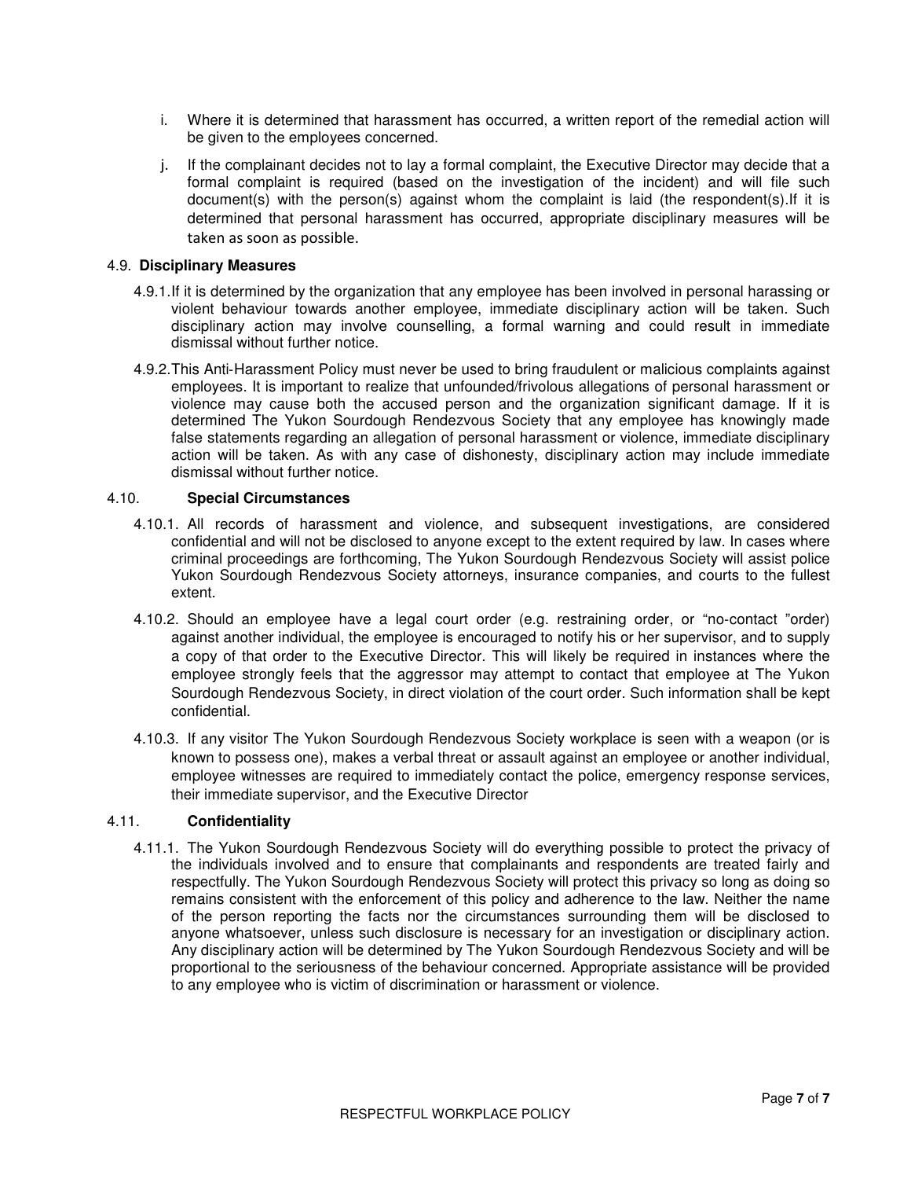i. Where it is determined that harassment has occurred, a written report of the remedial action will be given to the employees concerned.

j. If the complainant decides not to lay a formal complaint, the Executive Director may decide that a formal complaint is required (based on the investigation of the incident) and will file such document(s) with the person(s) against whom the complaint is laid (the respondent(s).If it is determined that personal harassment has occurred, appropriate disciplinary measures will be taken as soon as possible.

### 4.9. **Disciplinary Measures**

4.9.1. If it is determined by the organization that any employee has been involved in personal harassing or violent behaviour towards another employee, immediate disciplinary action will be taken. Such disciplinary action may involve counselling, a formal warning and could result in immediate dismissal without further notice.

4.9.2. This Anti-Harassment Policy must never be used to bring fraudulent or malicious complaints against employees. It is important to realize that unfounded/frivolous allegations of personal harassment or violence may cause both the accused person and the organization significant damage. If it is determined The Yukon Sourdough Rendezvous Society that any employee has knowingly made false statements regarding an allegation of personal harassment or violence, immediate disciplinary action will be taken. As with any case of dishonesty, disciplinary action may include immediate dismissal without further notice.

### 4.10. **Special Circumstances**

4.10.1. All records of harassment and violence, and subsequent investigations, are considered confidential and will not be disclosed to anyone except to the extent required by law. In cases where criminal proceedings are forthcoming, The Yukon Sourdough Rendezvous Society will assist police Yukon Sourdough Rendezvous Society attorneys, insurance companies, and courts to the fullest extent.

4.10.2. Should an employee have a legal court order (e.g. restraining order, or "no-contact "order) against another individual, the employee is encouraged to notify his or her supervisor, and to supply a copy of that order to the Executive Director. This will likely be required in instances where the employee strongly feels that the aggressor may attempt to contact that employee at The Yukon Sourdough Rendezvous Society, in direct violation of the court order. Such information shall be kept confidential.

4.10.3. If any visitor The Yukon Sourdough Rendezvous Society workplace is seen with a weapon (or is known to possess one), makes a verbal threat or assault against an employee or another individual, employee witnesses are required to immediately contact the police, emergency response services, their immediate supervisor, and the Executive Director

### 4.11. **Confidentiality**

4.11.1. The Yukon Sourdough Rendezvous Society will do everything possible to protect the privacy of the individuals involved and to ensure that complainants and respondents are treated fairly and respectfully. The Yukon Sourdough Rendezvous Society will protect this privacy so long as doing so remains consistent with the enforcement of this policy and adherence to the law. Neither the name of the person reporting the facts nor the circumstances surrounding them will be disclosed to anyone whatsoever, unless such disclosure is necessary for an investigation or disciplinary action. Any disciplinary action will be determined by The Yukon Sourdough Rendezvous Society and will be proportional to the seriousness of the behaviour concerned. Appropriate assistance will be provided to any employee who is victim of discrimination or harassment or violence.